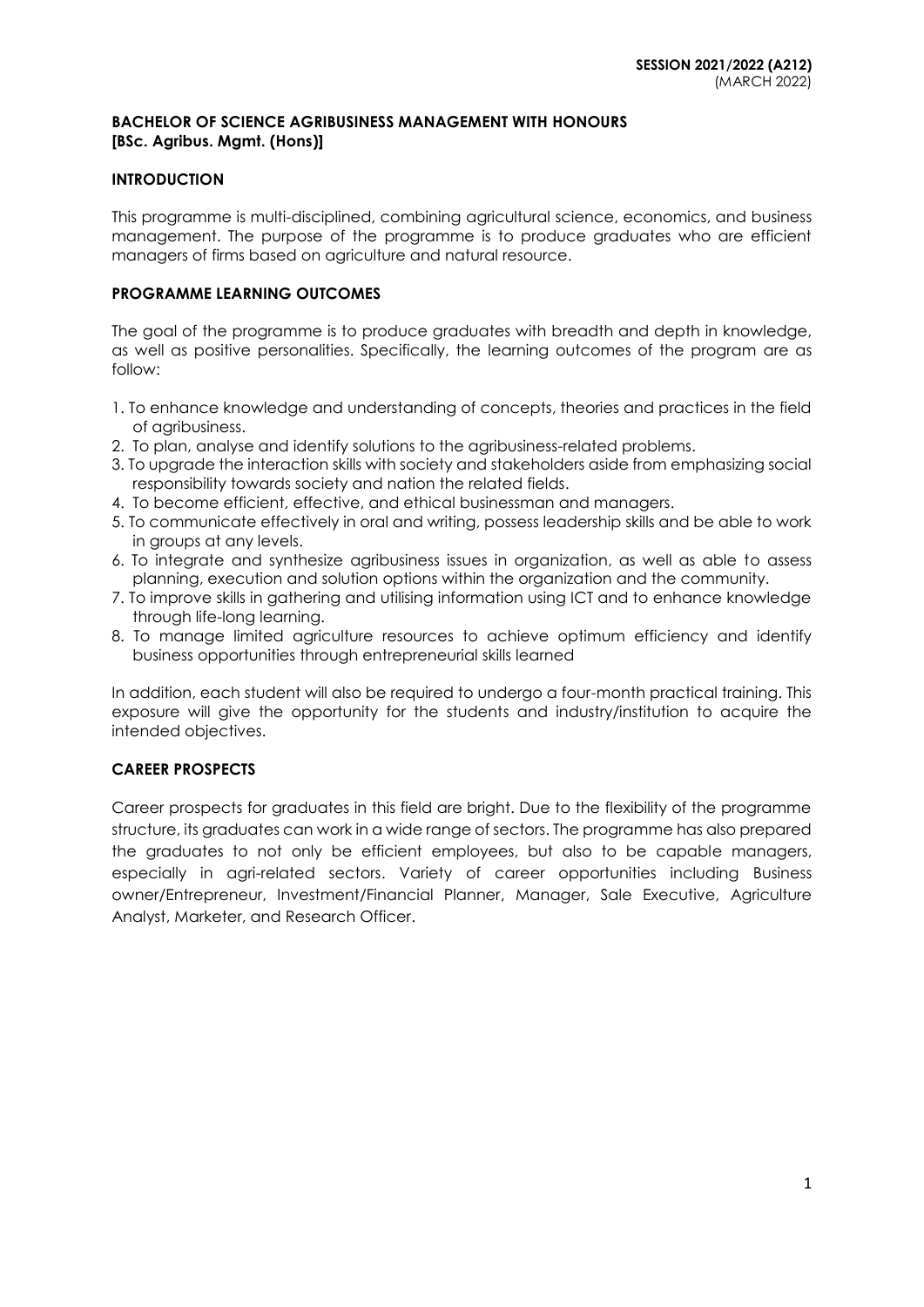**SESSION 2021/2022 (A212)**
(MARCH 2022)

# BACHELOR OF SCIENCE AGRIBUSINESS MANAGEMENT WITH HONOURS [BSc. Agribus. Mgmt. (Hons)]

## INTRODUCTION

This programme is multi-disciplined, combining agricultural science, economics, and business management. The purpose of the programme is to produce graduates who are efficient managers of firms based on agriculture and natural resource.

## PROGRAMME LEARNING OUTCOMES

The goal of the programme is to produce graduates with breadth and depth in knowledge, as well as positive personalities. Specifically, the learning outcomes of the program are as follow:

1. To enhance knowledge and understanding of concepts, theories and practices in the field of agribusiness.
2. To plan, analyse and identify solutions to the agribusiness-related problems.
3. To upgrade the interaction skills with society and stakeholders aside from emphasizing social responsibility towards society and nation the related fields.
4. To become efficient, effective, and ethical businessman and managers.
5. To communicate effectively in oral and writing, possess leadership skills and be able to work in groups at any levels.
6. To integrate and synthesize agribusiness issues in organization, as well as able to assess planning, execution and solution options within the organization and the community.
7. To improve skills in gathering and utilising information using ICT and to enhance knowledge through life-long learning.
8. To manage limited agriculture resources to achieve optimum efficiency and identify business opportunities through entrepreneurial skills learned

In addition, each student will also be required to undergo a four-month practical training. This exposure will give the opportunity for the students and industry/institution to acquire the intended objectives.

## CAREER PROSPECTS

Career prospects for graduates in this field are bright. Due to the flexibility of the programme structure, its graduates can work in a wide range of sectors. The programme has also prepared the graduates to not only be efficient employees, but also to be capable managers, especially in agri-related sectors. Variety of career opportunities including Business owner/Entrepreneur, Investment/Financial Planner, Manager, Sale Executive, Agriculture Analyst, Marketer, and Research Officer.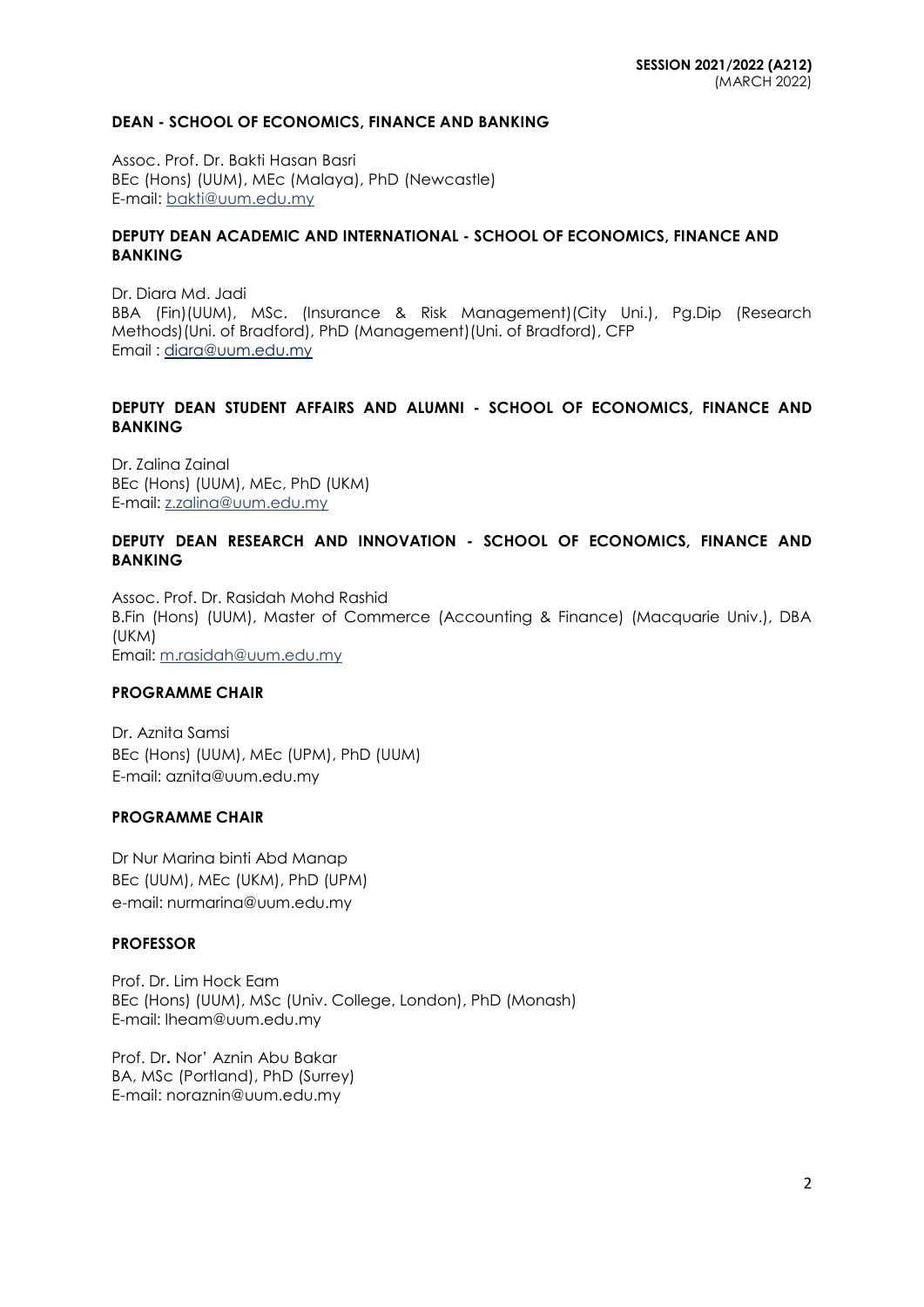**SESSION 2021/2022 (A212)**
(MARCH 2022)

**DEAN - SCHOOL OF ECONOMICS, FINANCE AND BANKING**

Assoc. Prof. Dr. Bakti Hasan Basri
BEc (Hons) (UUM), MEc (Malaya), PhD (Newcastle)
E-mail: bakti@uum.edu.my

**DEPUTY DEAN ACADEMIC AND INTERNATIONAL - SCHOOL OF ECONOMICS, FINANCE AND BANKING**

Dr. Diara Md. Jadi
BBA (Fin)(UUM), MSc. (Insurance & Risk Management)(City Uni.), Pg.Dip (Research Methods)(Uni. of Bradford), PhD (Management)(Uni. of Bradford), CFP
Email : diara@uum.edu.my

**DEPUTY DEAN STUDENT AFFAIRS AND ALUMNI - SCHOOL OF ECONOMICS, FINANCE AND BANKING**

Dr. Zalina Zainal
BEc (Hons) (UUM), MEc, PhD (UKM)
E-mail: z.zalina@uum.edu.my

**DEPUTY DEAN RESEARCH AND INNOVATION - SCHOOL OF ECONOMICS, FINANCE AND BANKING**

Assoc. Prof. Dr. Rasidah Mohd Rashid
B.Fin (Hons) (UUM), Master of Commerce (Accounting & Finance) (Macquarie Univ.), DBA (UKM)
Email: m.rasidah@uum.edu.my

**PROGRAMME CHAIR**

Dr. Aznita Samsi
BEc (Hons) (UUM), MEc (UPM), PhD (UUM)
E-mail: aznita@uum.edu.my

**PROGRAMME CHAIR**

Dr Nur Marina binti Abd Manap
BEc (UUM), MEc (UKM), PhD (UPM)
e-mail: nurmarina@uum.edu.my

**PROFESSOR**

Prof. Dr. Lim Hock Eam
BEc (Hons) (UUM), MSc (Univ. College, London), PhD (Monash)
E-mail: lheam@uum.edu.my

Prof. Dr**.** Nor' Aznin Abu Bakar
BA, MSc (Portland), PhD (Surrey)
E-mail: noraznin@uum.edu.my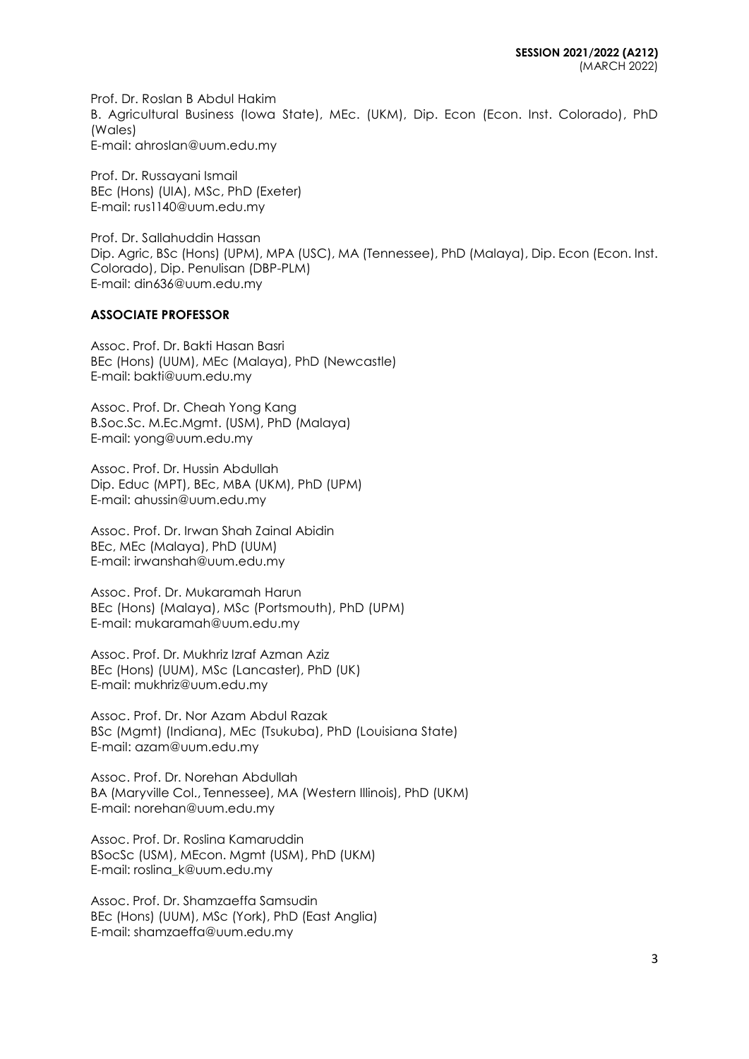Prof. Dr. Roslan B Abdul Hakim
B. Agricultural Business (Iowa State), MEc. (UKM), Dip. Econ (Econ. Inst. Colorado), PhD (Wales)
E-mail: ahroslan@uum.edu.my

Prof. Dr. Russayani Ismail
BEc (Hons) (UIA), MSc, PhD (Exeter)
E-mail: rus1140@uum.edu.my

Prof. Dr. Sallahuddin Hassan
Dip. Agric, BSc (Hons) (UPM), MPA (USC), MA (Tennessee), PhD (Malaya), Dip. Econ (Econ. Inst. Colorado), Dip. Penulisan (DBP-PLM)
E-mail: din636@uum.edu.my

**ASSOCIATE PROFESSOR**

Assoc. Prof. Dr. Bakti Hasan Basri
BEc (Hons) (UUM), MEc (Malaya), PhD (Newcastle)
E-mail: bakti@uum.edu.my

Assoc. Prof. Dr. Cheah Yong Kang
B.Soc.Sc. M.Ec.Mgmt. (USM), PhD (Malaya)
E-mail: yong@uum.edu.my

Assoc. Prof. Dr. Hussin Abdullah
Dip. Educ (MPT), BEc, MBA (UKM), PhD (UPM)
E-mail: ahussin@uum.edu.my

Assoc. Prof. Dr. Irwan Shah Zainal Abidin
BEc, MEc (Malaya), PhD (UUM)
E-mail: irwanshah@uum.edu.my

Assoc. Prof. Dr. Mukaramah Harun
BEc (Hons) (Malaya), MSc (Portsmouth), PhD (UPM)
E-mail: mukaramah@uum.edu.my

Assoc. Prof. Dr. Mukhriz Izraf Azman Aziz
BEc (Hons) (UUM), MSc (Lancaster), PhD (UK)
E-mail: mukhriz@uum.edu.my

Assoc. Prof. Dr. Nor Azam Abdul Razak
BSc (Mgmt) (Indiana), MEc (Tsukuba), PhD (Louisiana State)
E-mail: azam@uum.edu.my

Assoc. Prof. Dr. Norehan Abdullah
BA (Maryville Col., Tennessee), MA (Western Illinois), PhD (UKM)
E-mail: norehan@uum.edu.my

Assoc. Prof. Dr. Roslina Kamaruddin
BSocSc (USM), MEcon. Mgmt (USM), PhD (UKM)
E-mail: roslina_k@uum.edu.my

Assoc. Prof. Dr. Shamzaeffa Samsudin
BEc (Hons) (UUM), MSc (York), PhD (East Anglia)
E-mail: shamzaeffa@uum.edu.my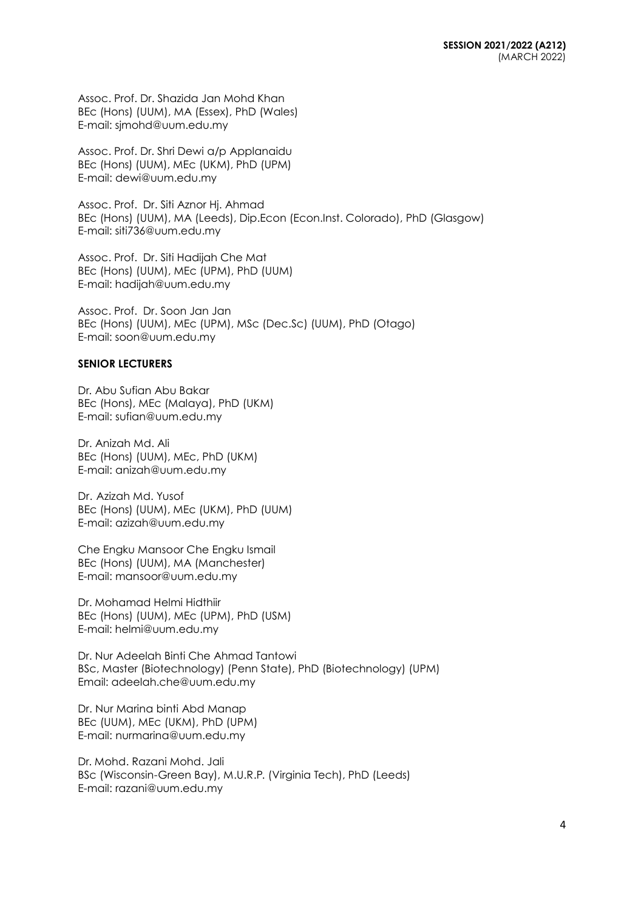Assoc. Prof. Dr. Shazida Jan Mohd Khan  
BEc (Hons) (UUM), MA (Essex), PhD (Wales)  
E-mail: sjmohd@uum.edu.my

Assoc. Prof. Dr. Shri Dewi a/p Applanaidu  
BEc (Hons) (UUM), MEc (UKM), PhD (UPM)  
E-mail: dewi@uum.edu.my

Assoc. Prof. Dr. Siti Aznor Hj. Ahmad  
BEc (Hons) (UUM), MA (Leeds), Dip.Econ (Econ.Inst. Colorado), PhD (Glasgow)  
E-mail: siti736@uum.edu.my

Assoc. Prof. Dr. Siti Hadijah Che Mat  
BEc (Hons) (UUM), MEc (UPM), PhD (UUM)  
E-mail: hadijah@uum.edu.my

Assoc. Prof. Dr. Soon Jan Jan  
BEc (Hons) (UUM), MEc (UPM), MSc (Dec.Sc) (UUM), PhD (Otago)  
E-mail: soon@uum.edu.my

**SENIOR LECTURERS**

Dr. Abu Sufian Abu Bakar  
BEc (Hons), MEc (Malaya), PhD (UKM)  
E-mail: sufian@uum.edu.my

Dr. Anizah Md. Ali  
BEc (Hons) (UUM), MEc, PhD (UKM)  
E-mail: anizah@uum.edu.my

Dr. Azizah Md. Yusof  
BEc (Hons) (UUM), MEc (UKM), PhD (UUM)  
E-mail: azizah@uum.edu.my

Che Engku Mansoor Che Engku Ismail  
BEc (Hons) (UUM), MA (Manchester)  
E-mail: mansoor@uum.edu.my

Dr. Mohamad Helmi Hidthiir  
BEc (Hons) (UUM), MEc (UPM), PhD (USM)  
E-mail: helmi@uum.edu.my

Dr. Nur Adeelah Binti Che Ahmad Tantowi  
BSc, Master (Biotechnology) (Penn State), PhD (Biotechnology) (UPM)  
Email: adeelah.che@uum.edu.my

Dr. Nur Marina binti Abd Manap  
BEc (UUM), MEc (UKM), PhD (UPM)  
E-mail: nurmarina@uum.edu.my

Dr. Mohd. Razani Mohd. Jali  
BSc (Wisconsin-Green Bay), M.U.R.P. (Virginia Tech), PhD (Leeds)  
E-mail: razani@uum.edu.my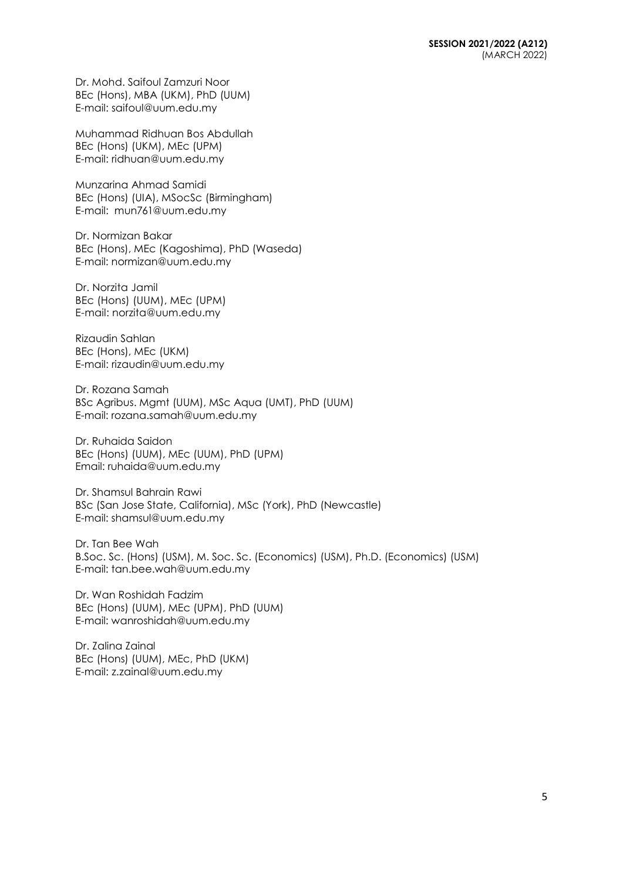Dr. Mohd. Saifoul Zamzuri Noor
BEc (Hons), MBA (UKM), PhD (UUM)
E-mail: saifoul@uum.edu.my

Muhammad Ridhuan Bos Abdullah
BEc (Hons) (UKM), MEc (UPM)
E-mail: ridhuan@uum.edu.my

Munzarina Ahmad Samidi
BEc (Hons) (UIA), MSocSc (Birmingham)
E-mail: mun761@uum.edu.my

Dr. Normizan Bakar
BEc (Hons), MEc (Kagoshima), PhD (Waseda)
E-mail: normizan@uum.edu.my

Dr. Norzita Jamil
BEc (Hons) (UUM), MEc (UPM)
E-mail: norzita@uum.edu.my

Rizaudin Sahlan
BEc (Hons), MEc (UKM)
E-mail: rizaudin@uum.edu.my

Dr. Rozana Samah
BSc Agribus. Mgmt (UUM), MSc Aqua (UMT), PhD (UUM)
E-mail: rozana.samah@uum.edu.my

Dr. Ruhaida Saidon
BEc (Hons) (UUM), MEc (UUM), PhD (UPM)
Email: ruhaida@uum.edu.my

Dr. Shamsul Bahrain Rawi
BSc (San Jose State, California), MSc (York), PhD (Newcastle)
E-mail: shamsul@uum.edu.my

Dr. Tan Bee Wah
B.Soc. Sc. (Hons) (USM), M. Soc. Sc. (Economics) (USM), Ph.D. (Economics) (USM)
E-mail: tan.bee.wah@uum.edu.my

Dr. Wan Roshidah Fadzim
BEc (Hons) (UUM), MEc (UPM), PhD (UUM)
E-mail: wanroshidah@uum.edu.my

Dr. Zalina Zainal
BEc (Hons) (UUM), MEc, PhD (UKM)
E-mail: z.zainal@uum.edu.my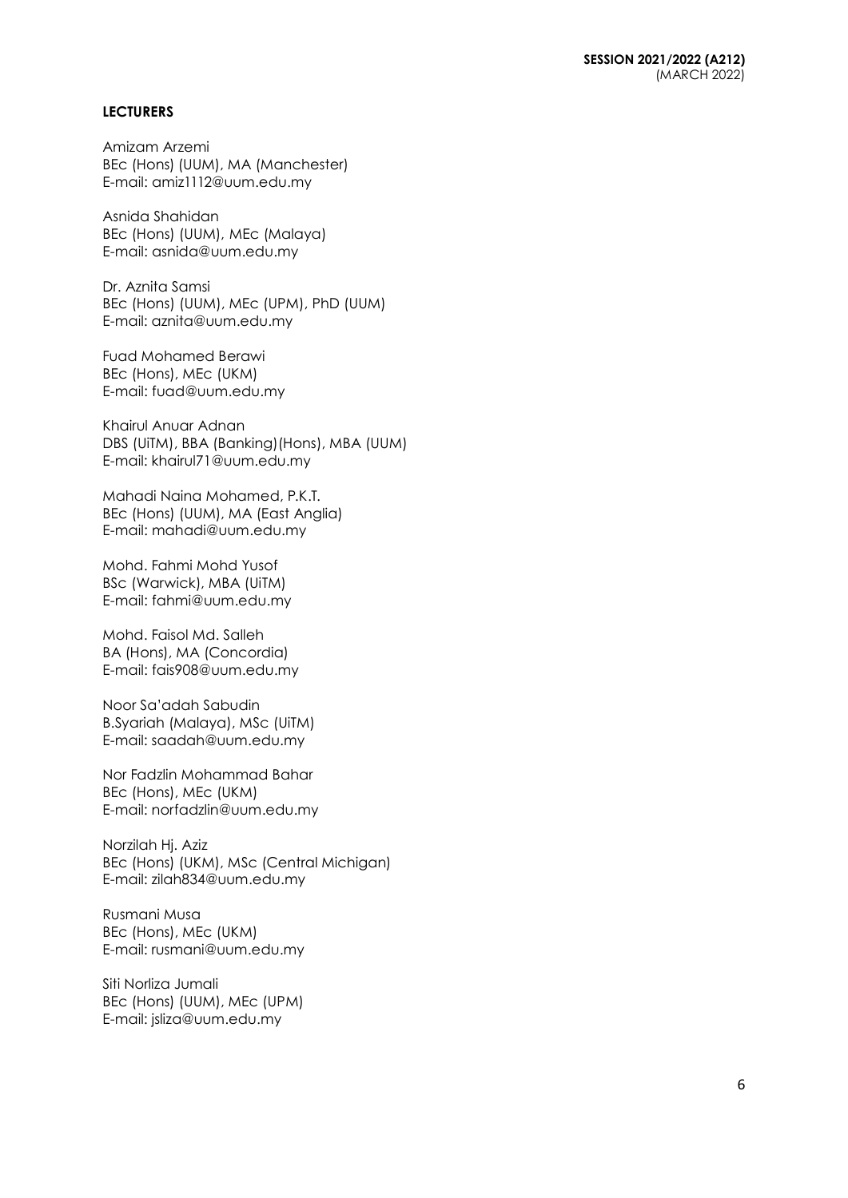## LECTURERS

Amizam Arzemi
BEc (Hons) (UUM), MA (Manchester)
E-mail: amiz1112@uum.edu.my

Asnida Shahidan
BEc (Hons) (UUM), MEc (Malaya)
E-mail: asnida@uum.edu.my

Dr. Aznita Samsi
BEc (Hons) (UUM), MEc (UPM), PhD (UUM)
E-mail: aznita@uum.edu.my

Fuad Mohamed Berawi
BEc (Hons), MEc (UKM)
E-mail: fuad@uum.edu.my

Khairul Anuar Adnan
DBS (UiTM), BBA (Banking)(Hons), MBA (UUM)
E-mail: khairul71@uum.edu.my

Mahadi Naina Mohamed, P.K.T.
BEc (Hons) (UUM), MA (East Anglia)
E-mail: mahadi@uum.edu.my

Mohd. Fahmi Mohd Yusof
BSc (Warwick), MBA (UiTM)
E-mail: fahmi@uum.edu.my

Mohd. Faisol Md. Salleh
BA (Hons), MA (Concordia)
E-mail: fais908@uum.edu.my

Noor Sa'adah Sabudin
B.Syariah (Malaya), MSc (UiTM)
E-mail: saadah@uum.edu.my

Nor Fadzlin Mohammad Bahar
BEc (Hons), MEc (UKM)
E-mail: norfadzlin@uum.edu.my

Norzilah Hj. Aziz
BEc (Hons) (UKM), MSc (Central Michigan)
E-mail: zilah834@uum.edu.my

Rusmani Musa
BEc (Hons), MEc (UKM)
E-mail: rusmani@uum.edu.my

Siti Norliza Jumali
BEc (Hons) (UUM), MEc (UPM)
E-mail: jsliza@uum.edu.my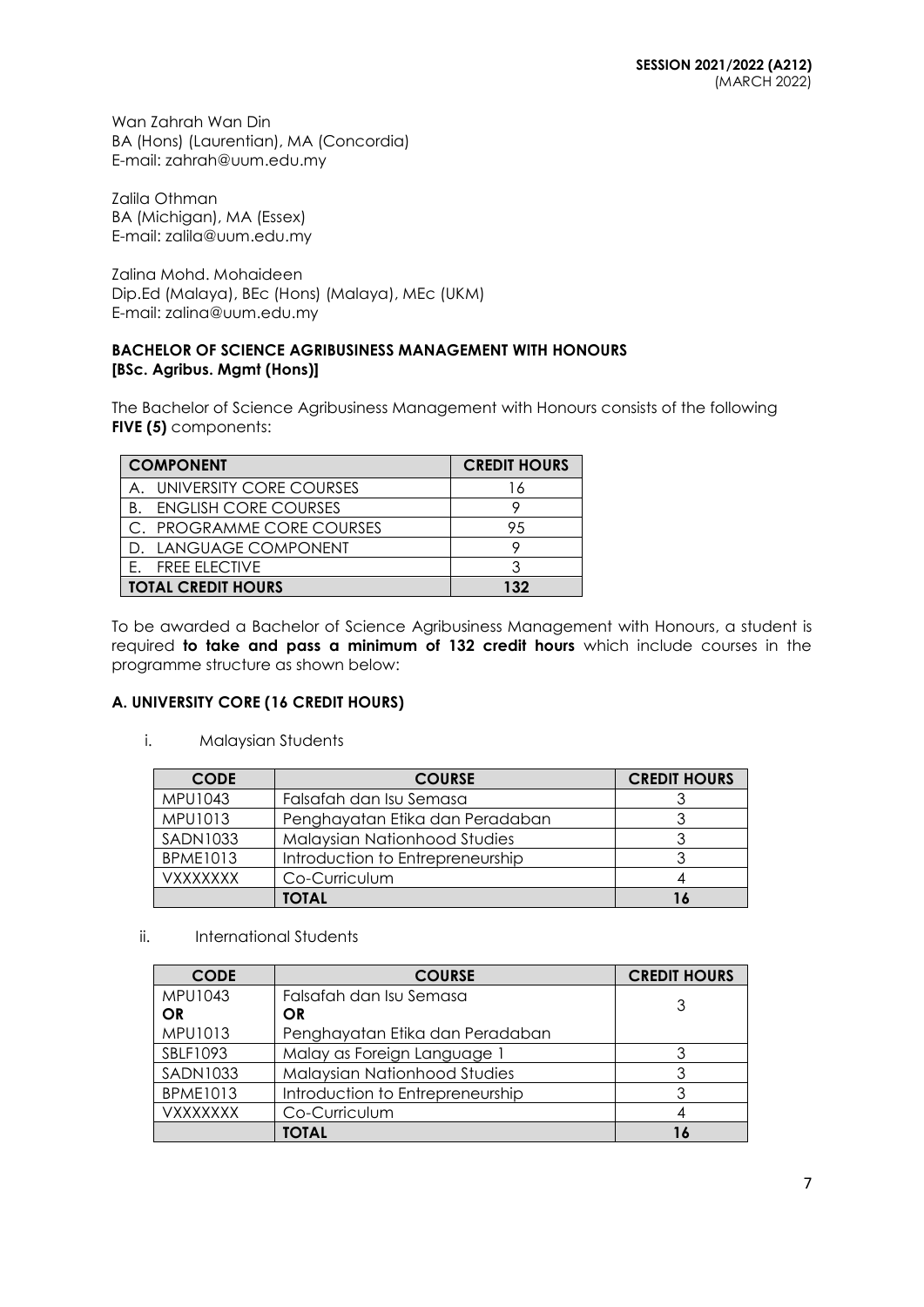Wan Zahrah Wan Din
BA (Hons) (Laurentian), MA (Concordia)
E-mail: zahrah@uum.edu.my

Zalila Othman
BA (Michigan), MA (Essex)
E-mail: zalila@uum.edu.my

Zalina Mohd. Mohaideen
Dip.Ed (Malaya), BEc (Hons) (Malaya), MEc (UKM)
E-mail: zalina@uum.edu.my

**BACHELOR OF SCIENCE AGRIBUSINESS MANAGEMENT WITH HONOURS**
**[BSc. Agribus. Mgmt (Hons)]**

The Bachelor of Science Agribusiness Management with Honours consists of the following **FIVE (5)** components:

| COMPONENT | CREDIT HOURS |
|---|---|
| A. UNIVERSITY CORE COURSES | 16 |
| B. ENGLISH CORE COURSES | 9 |
| C. PROGRAMME CORE COURSES | 95 |
| D. LANGUAGE COMPONENT | 9 |
| E. FREE ELECTIVE | 3 |
| **TOTAL CREDIT HOURS** | **132** |

To be awarded a Bachelor of Science Agribusiness Management with Honours, a student is required **to take and pass a minimum of 132 credit hours** which include courses in the programme structure as shown below:

### A. UNIVERSITY CORE (16 CREDIT HOURS)

i. Malaysian Students

| CODE | COURSE | CREDIT HOURS |
|---|---|---|
| MPU1043 | Falsafah dan Isu Semasa | 3 |
| MPU1013 | Penghayatan Etika dan Peradaban | 3 |
| SADN1033 | Malaysian Nationhood Studies | 3 |
| BPME1013 | Introduction to Entrepreneurship | 3 |
| VXXXXXXX | Co-Curriculum | 4 |
| | **TOTAL** | **16** |

ii. International Students

| CODE | COURSE | CREDIT HOURS |
|---|---|---|
| MPU1043 **OR** MPU1013 | Falsafah dan Isu Semasa **OR** Penghayatan Etika dan Peradaban | 3 |
| SBLF1093 | Malay as Foreign Language 1 | 3 |
| SADN1033 | Malaysian Nationhood Studies | 3 |
| BPME1013 | Introduction to Entrepreneurship | 3 |
| VXXXXXXX | Co-Curriculum | 4 |
| | **TOTAL** | **16** |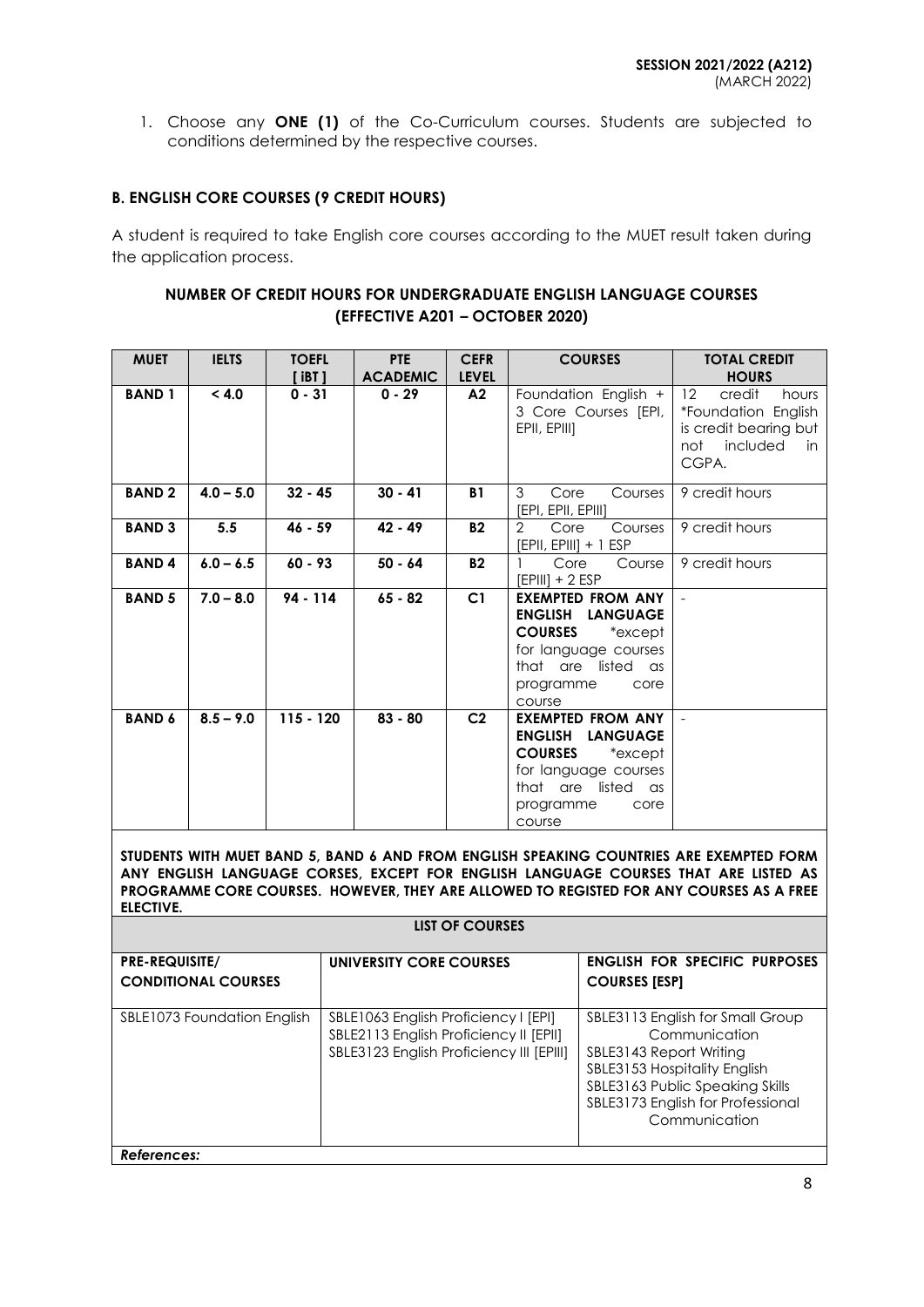1. Choose any **ONE (1)** of the Co-Curriculum courses. Students are subjected to conditions determined by the respective courses.

### B. ENGLISH CORE COURSES (9 CREDIT HOURS)

A student is required to take English core courses according to the MUET result taken during the application process.

#### NUMBER OF CREDIT HOURS FOR UNDERGRADUATE ENGLISH LANGUAGE COURSES (EFFECTIVE A201 – OCTOBER 2020)

| MUET | IELTS | TOEFL [ iBT ] | PTE ACADEMIC | CEFR LEVEL | COURSES | TOTAL CREDIT HOURS |
|---|---|---|---|---|---|---|
| **BAND 1** | **< 4.0** | **0 - 31** | **0 - 29** | **A2** | Foundation English + 3 Core Courses [EPI, EPII, EPIII] | 12 credit hours *Foundation English is credit bearing but not included in CGPA. |
| **BAND 2** | **4.0 – 5.0** | **32 - 45** | **30 - 41** | **B1** | 3 Core Courses [EPI, EPII, EPIII] | 9 credit hours |
| **BAND 3** | **5.5** | **46 - 59** | **42 - 49** | **B2** | 2 Core Courses [EPII, EPIII] + 1 ESP | 9 credit hours |
| **BAND 4** | **6.0 – 6.5** | **60 - 93** | **50 - 64** | **B2** | 1 Core Course [EPIII] + 2 ESP | 9 credit hours |
| **BAND 5** | **7.0 – 8.0** | **94 - 114** | **65 - 82** | **C1** | **EXEMPTED FROM ANY ENGLISH LANGUAGE COURSES** *except for language courses that are listed as programme core course | - |
| **BAND 6** | **8.5 – 9.0** | **115 - 120** | **83 - 80** | **C2** | **EXEMPTED FROM ANY ENGLISH LANGUAGE COURSES** *except for language courses that are listed as programme core course | - |

**STUDENTS WITH MUET BAND 5, BAND 6 AND FROM ENGLISH SPEAKING COUNTRIES ARE EXEMPTED FORM ANY ENGLISH LANGUAGE CORSES, EXCEPT FOR ENGLISH LANGUAGE COURSES THAT ARE LISTED AS PROGRAMME CORE COURSES. HOWEVER, THEY ARE ALLOWED TO REGISTED FOR ANY COURSES AS A FREE ELECTIVE.**

**LIST OF COURSES**

| PRE-REQUISITE/ CONDITIONAL COURSES | UNIVERSITY CORE COURSES | ENGLISH FOR SPECIFIC PURPOSES COURSES [ESP] |
|---|---|---|
| SBLE1073 Foundation English | SBLE1063 English Proficiency I [EPI]<br>SBLE2113 English Proficiency II [EPII]<br>SBLE3123 English Proficiency III [EPIII] | SBLE3113 English for Small Group Communication<br>SBLE3143 Report Writing<br>SBLE3153 Hospitality English<br>SBLE3163 Public Speaking Skills<br>SBLE3173 English for Professional Communication |

***References:***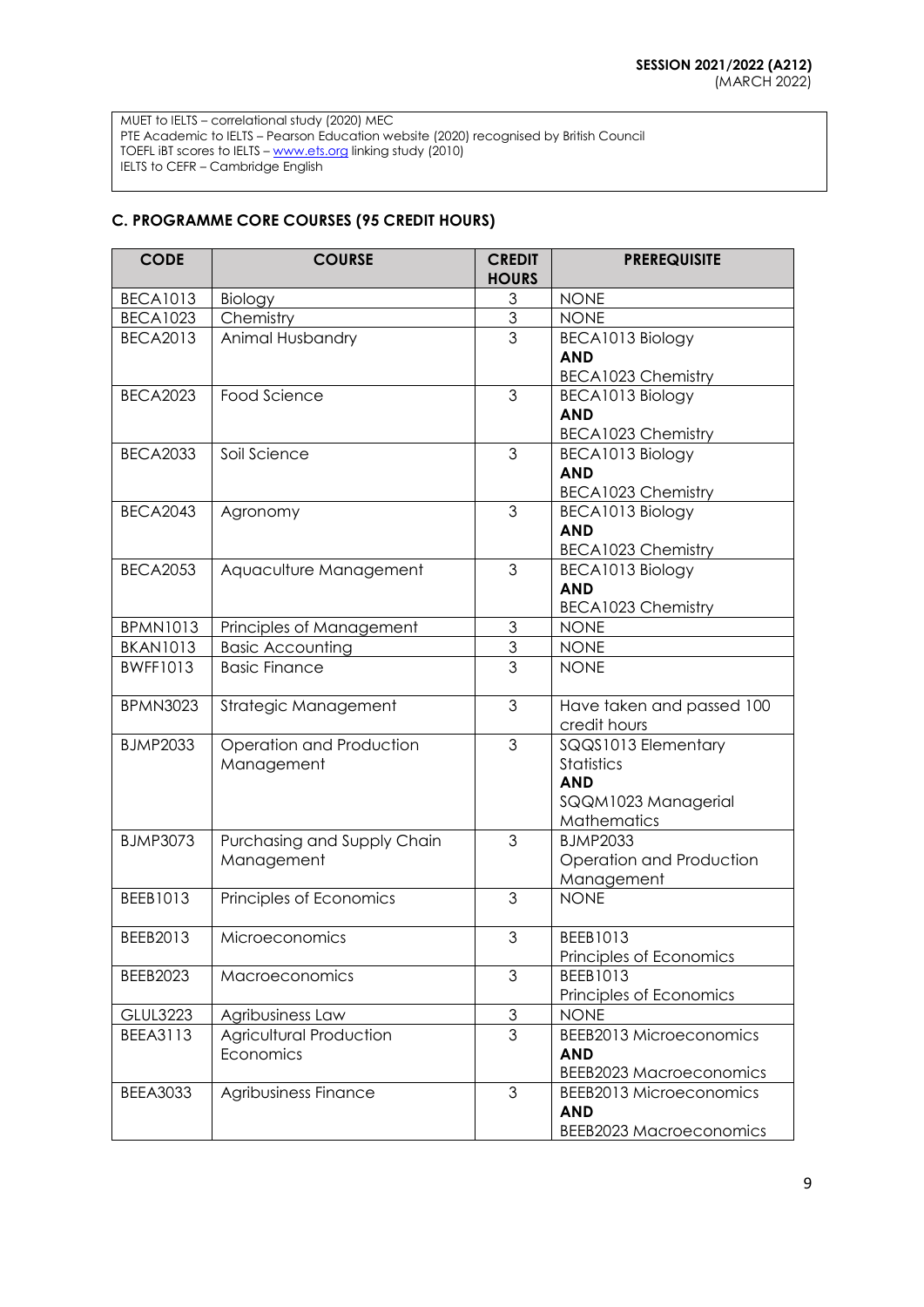MUET to IELTS – correlational study (2020) MEC
PTE Academic to IELTS – Pearson Education website (2020) recognised by British Council
TOEFL iBT scores to IELTS – www.ets.org linking study (2010)
IELTS to CEFR – Cambridge English

## C. PROGRAMME CORE COURSES (95 CREDIT HOURS)

| CODE | COURSE | CREDIT HOURS | PREREQUISITE |
|---|---|---|---|
| BECA1013 | Biology | 3 | NONE |
| BECA1023 | Chemistry | 3 | NONE |
| BECA2013 | Animal Husbandry | 3 | BECA1013 Biology **AND** BECA1023 Chemistry |
| BECA2023 | Food Science | 3 | BECA1013 Biology **AND** BECA1023 Chemistry |
| BECA2033 | Soil Science | 3 | BECA1013 Biology **AND** BECA1023 Chemistry |
| BECA2043 | Agronomy | 3 | BECA1013 Biology **AND** BECA1023 Chemistry |
| BECA2053 | Aquaculture Management | 3 | BECA1013 Biology **AND** BECA1023 Chemistry |
| BPMN1013 | Principles of Management | 3 | NONE |
| BKAN1013 | Basic Accounting | 3 | NONE |
| BWFF1013 | Basic Finance | 3 | NONE |
| BPMN3023 | Strategic Management | 3 | Have taken and passed 100 credit hours |
| BJMP2033 | Operation and Production Management | 3 | SQQS1013 Elementary Statistics **AND** SQQM1023 Managerial Mathematics |
| BJMP3073 | Purchasing and Supply Chain Management | 3 | BJMP2033 Operation and Production Management |
| BEEB1013 | Principles of Economics | 3 | NONE |
| BEEB2013 | Microeconomics | 3 | BEEB1013 Principles of Economics |
| BEEB2023 | Macroeconomics | 3 | BEEB1013 Principles of Economics |
| GLUL3223 | Agribusiness Law | 3 | NONE |
| BEEA3113 | Agricultural Production Economics | 3 | BEEB2013 Microeconomics **AND** BEEB2023 Macroeconomics |
| BEEA3033 | Agribusiness Finance | 3 | BEEB2013 Microeconomics **AND** BEEB2023 Macroeconomics |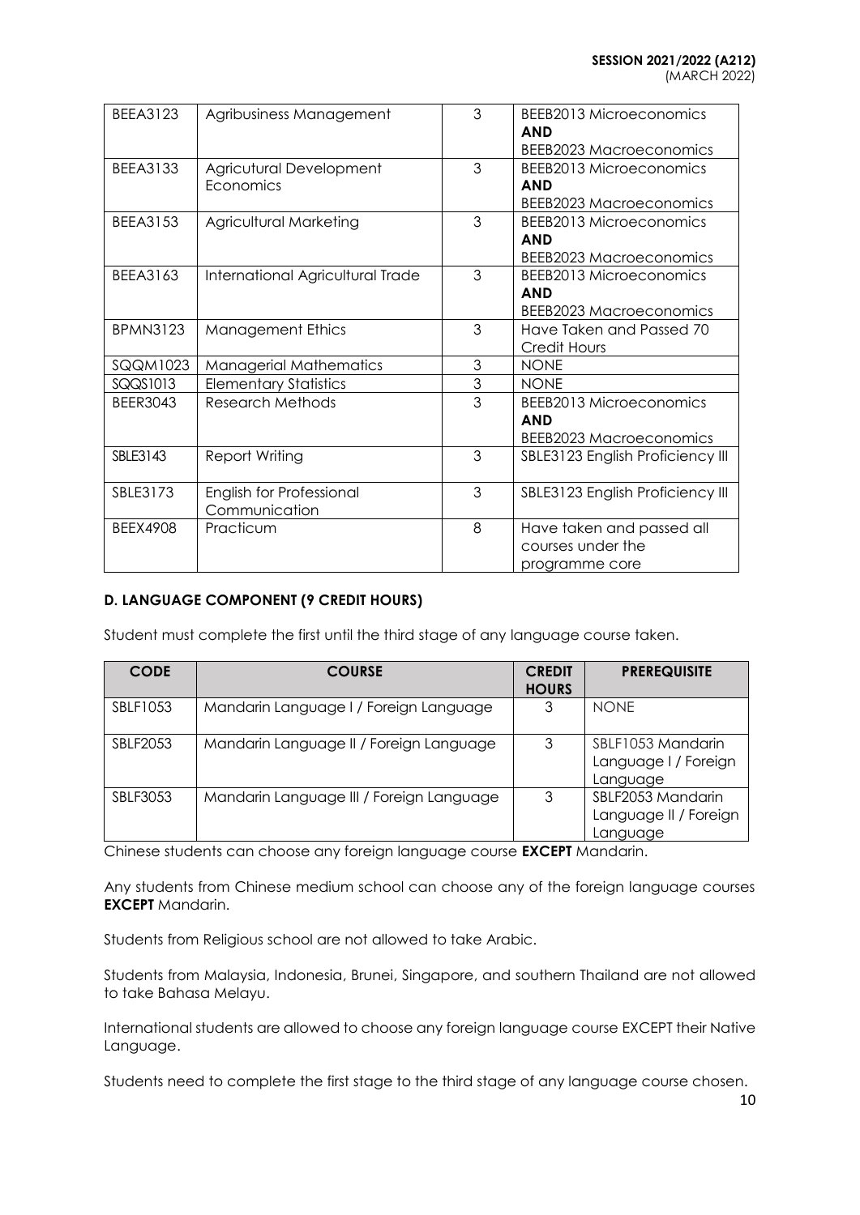| BEEA3123 | Agribusiness Management | 3 | BEEB2013 Microeconomics **AND** BEEB2023 Macroeconomics |
|---|---|---|---|
| BEEA3133 | Agricutural Development Economics | 3 | BEEB2013 Microeconomics **AND** BEEB2023 Macroeconomics |
| BEEA3153 | Agricultural Marketing | 3 | BEEB2013 Microeconomics **AND** BEEB2023 Macroeconomics |
| BEEA3163 | International Agricultural Trade | 3 | BEEB2013 Microeconomics **AND** BEEB2023 Macroeconomics |
| BPMN3123 | Management Ethics | 3 | Have Taken and Passed 70 Credit Hours |
| SQQM1023 | Managerial Mathematics | 3 | NONE |
| SQQS1013 | Elementary Statistics | 3 | NONE |
| BEER3043 | Research Methods | 3 | BEEB2013 Microeconomics **AND** BEEB2023 Macroeconomics |
| SBLE3143 | Report Writing | 3 | SBLE3123 English Proficiency III |
| SBLE3173 | English for Professional Communication | 3 | SBLE3123 English Proficiency III |
| BEEX4908 | Practicum | 8 | Have taken and passed all courses under the programme core |

### D. LANGUAGE COMPONENT (9 CREDIT HOURS)

Student must complete the first until the third stage of any language course taken.

| CODE | COURSE | CREDIT HOURS | PREREQUISITE |
|---|---|---|---|
| SBLF1053 | Mandarin Language I / Foreign Language | 3 | NONE |
| SBLF2053 | Mandarin Language II / Foreign Language | 3 | SBLF1053 Mandarin Language I / Foreign Language |
| SBLF3053 | Mandarin Language III / Foreign Language | 3 | SBLF2053 Mandarin Language II / Foreign Language |

Chinese students can choose any foreign language course **EXCEPT** Mandarin.

Any students from Chinese medium school can choose any of the foreign language courses **EXCEPT** Mandarin.

Students from Religious school are not allowed to take Arabic.

Students from Malaysia, Indonesia, Brunei, Singapore, and southern Thailand are not allowed to take Bahasa Melayu.

International students are allowed to choose any foreign language course EXCEPT their Native Language.

Students need to complete the first stage to the third stage of any language course chosen.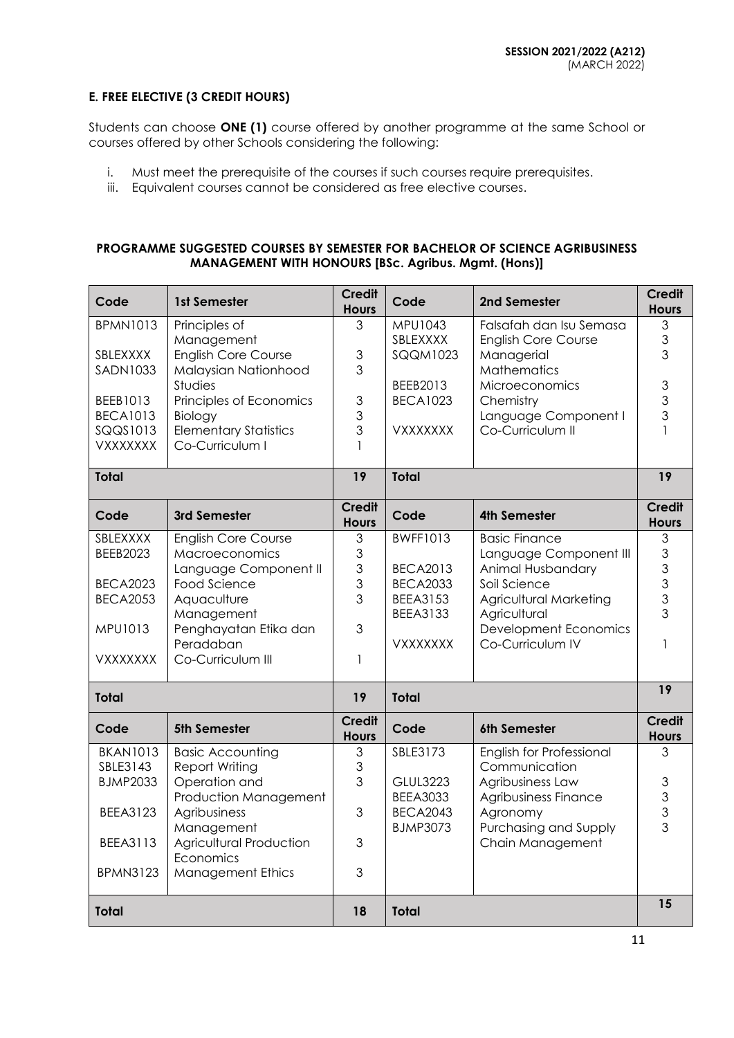### E. FREE ELECTIVE (3 CREDIT HOURS)

Students can choose **ONE (1)** course offered by another programme at the same School or courses offered by other Schools considering the following:

i. Must meet the prerequisite of the courses if such courses require prerequisites.
iii. Equivalent courses cannot be considered as free elective courses.

**PROGRAMME SUGGESTED COURSES BY SEMESTER FOR BACHELOR OF SCIENCE AGRIBUSINESS MANAGEMENT WITH HONOURS [BSc. Agribus. Mgmt. (Hons)]**

| Code | 1st Semester | Credit Hours | Code | 2nd Semester | Credit Hours |
|---|---|---|---|---|---|
| BPMN1013 | Principles of Management | 3 | MPU1043 | Falsafah dan Isu Semasa | 3 |
| SBLEXXXX | English Core Course | 3 | SBLEXXXX | English Core Course | 3 |
| SADN1033 | Malaysian Nationhood Studies | 3 | SQQM1023 | Managerial Mathematics | 3 |
| BEEB1013 | Principles of Economics | 3 | BEEB2013 | Microeconomics | 3 |
| BECA1013 | Biology | 3 | BECA1023 | Chemistry | 3 |
| SQQS1013 | Elementary Statistics | 3 | | Language Component I | 3 |
| VXXXXXXX | Co-Curriculum I | 1 | VXXXXXXX | Co-Curriculum II | 1 |
| **Total** | | **19** | **Total** | | **19** |
| **Code** | **3rd Semester** | **Credit Hours** | **Code** | **4th Semester** | **Credit Hours** |
| SBLEXXXX | English Core Course | 3 | BWFF1013 | Basic Finance | 3 |
| BEEB2023 | Macroeconomics | 3 | | Language Component III | 3 |
| | Language Component II | 3 | BECA2013 | Animal Husbandary | 3 |
| BECA2023 | Food Science | 3 | BECA2033 | Soil Science | 3 |
| BECA2053 | Aquaculture Management | 3 | BEEA3153 | Agricultural Marketing | 3 |
| MPU1013 | Penghayatan Etika dan Peradaban | 3 | BEEA3133 | Agricultural Development Economics | 3 |
| VXXXXXXX | Co-Curriculum III | 1 | VXXXXXXX | Co-Curriculum IV | 1 |
| **Total** | | **19** | **Total** | | **19** |
| **Code** | **5th Semester** | **Credit Hours** | **Code** | **6th Semester** | **Credit Hours** |
| BKAN1013 | Basic Accounting | 3 | SBLE3173 | English for Professional Communication | 3 |
| SBLE3143 | Report Writing | 3 | GLUL3223 | Agribusiness Law | 3 |
| BJMP2033 | Operation and Production Management | 3 | BEEA3033 | Agribusiness Finance | 3 |
| BEEA3123 | Agribusiness Management | 3 | BECA2043 | Agronomy | 3 |
| BEEA3113 | Agricultural Production Economics | 3 | BJMP3073 | Purchasing and Supply Chain Management | 3 |
| BPMN3123 | Management Ethics | 3 | | | |
| **Total** | | **18** | **Total** | | **15** |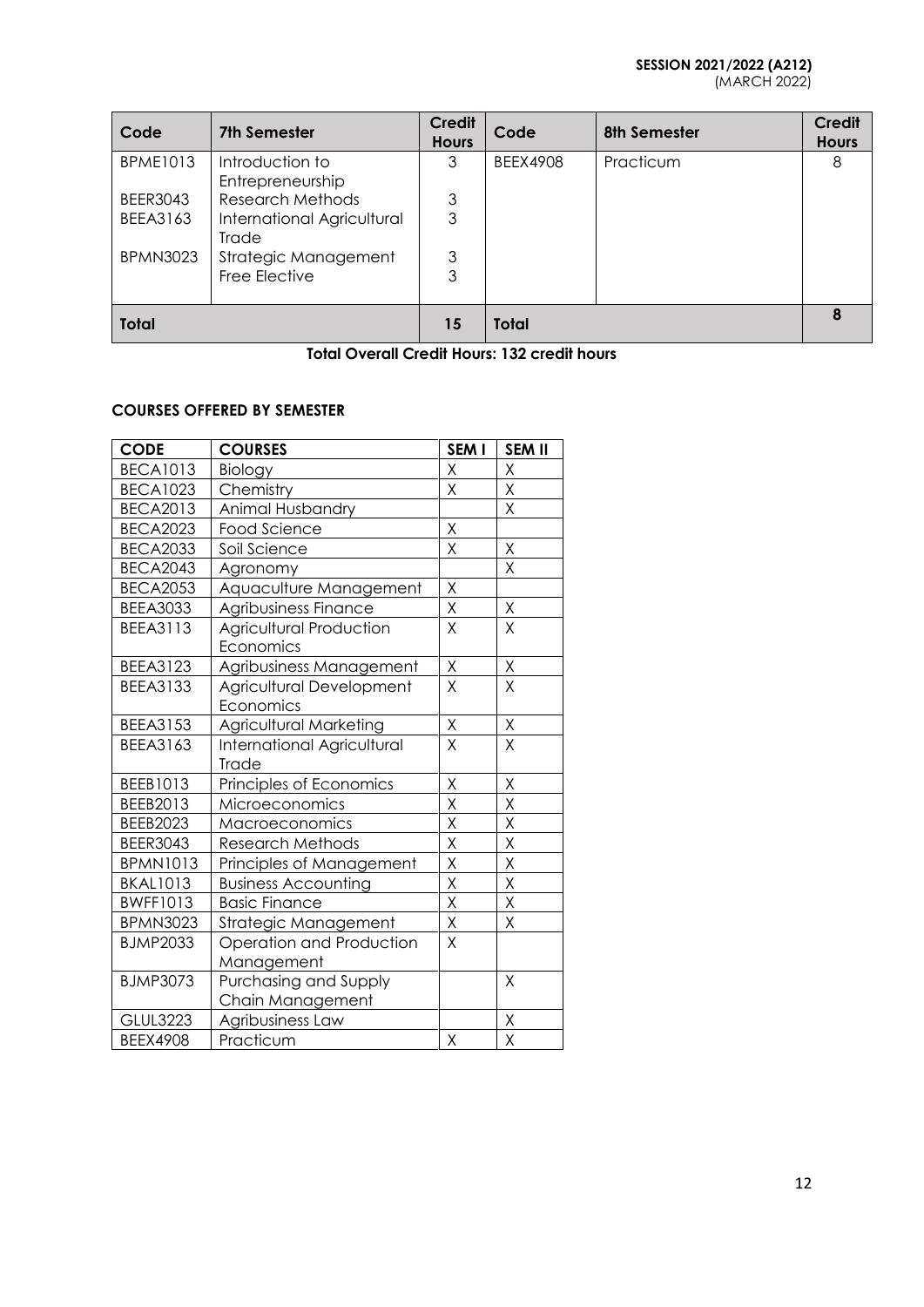| Code | 7th Semester | Credit Hours | Code | 8th Semester | Credit Hours |
|---|---|---|---|---|---|
| BPME1013 | Introduction to Entrepreneurship | 3 | BEEX4908 | Practicum | 8 |
| BEER3043 | Research Methods | 3 | | | |
| BEEA3163 | International Agricultural Trade | 3 | | | |
| BPMN3023 | Strategic Management | 3 | | | |
| | Free Elective | 3 | | | |
| **Total** | | **15** | **Total** | | **8** |

**Total Overall Credit Hours: 132 credit hours**

### COURSES OFFERED BY SEMESTER

| CODE | COURSES | SEM I | SEM II |
|---|---|---|---|
| BECA1013 | Biology | X | X |
| BECA1023 | Chemistry | X | X |
| BECA2013 | Animal Husbandry | | X |
| BECA2023 | Food Science | X | |
| BECA2033 | Soil Science | X | X |
| BECA2043 | Agronomy | | X |
| BECA2053 | Aquaculture Management | X | |
| BEEA3033 | Agribusiness Finance | X | X |
| BEEA3113 | Agricultural Production Economics | X | X |
| BEEA3123 | Agribusiness Management | X | X |
| BEEA3133 | Agricultural Development Economics | X | X |
| BEEA3153 | Agricultural Marketing | X | X |
| BEEA3163 | International Agricultural Trade | X | X |
| BEEB1013 | Principles of Economics | X | X |
| BEEB2013 | Microeconomics | X | X |
| BEEB2023 | Macroeconomics | X | X |
| BEER3043 | Research Methods | X | X |
| BPMN1013 | Principles of Management | X | X |
| BKAL1013 | Business Accounting | X | X |
| BWFF1013 | Basic Finance | X | X |
| BPMN3023 | Strategic Management | X | X |
| BJMP2033 | Operation and Production Management | X | |
| BJMP3073 | Purchasing and Supply Chain Management | | X |
| GLUL3223 | Agribusiness Law | | X |
| BEEX4908 | Practicum | X | X |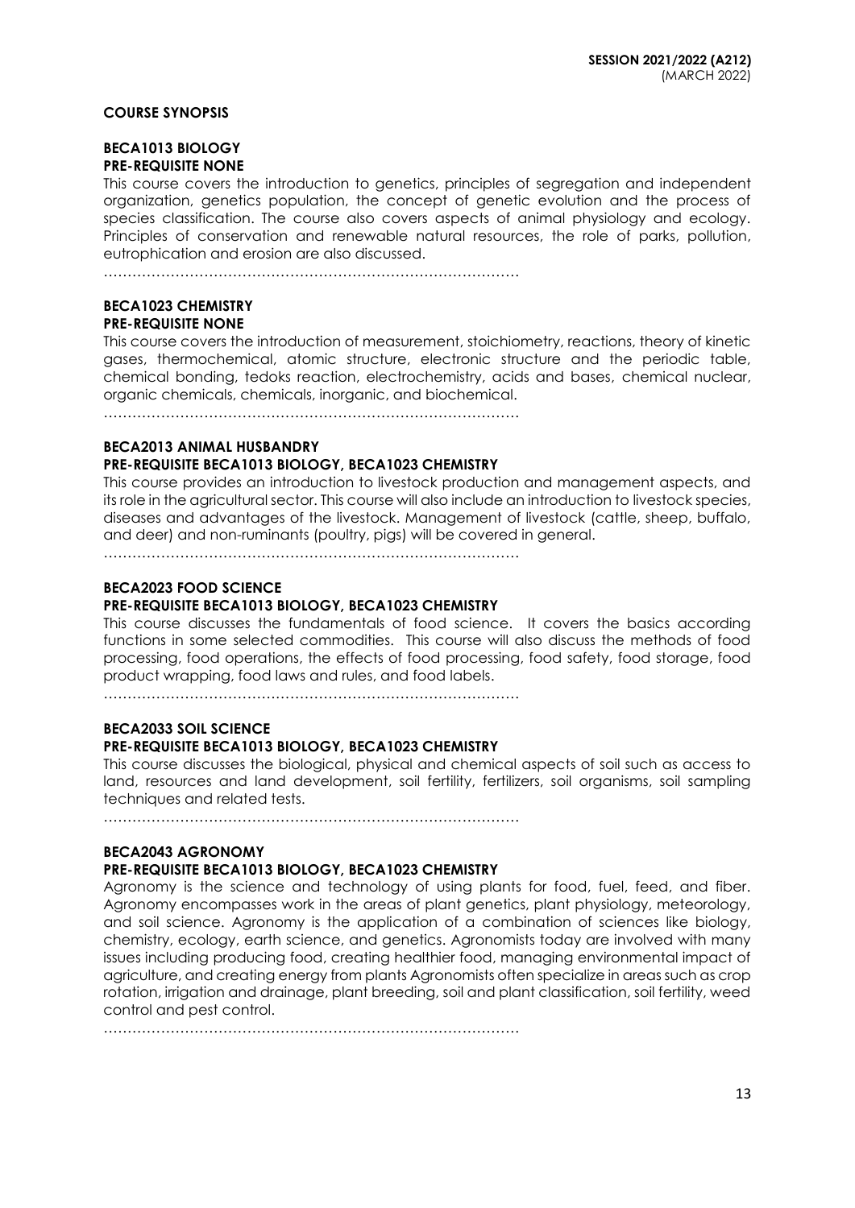## COURSE SYNOPSIS

### BECA1013 BIOLOGY
**PRE-REQUISITE NONE**

This course covers the introduction to genetics, principles of segregation and independent organization, genetics population, the concept of genetic evolution and the process of species classification. The course also covers aspects of animal physiology and ecology. Principles of conservation and renewable natural resources, the role of parks, pollution, eutrophication and erosion are also discussed.

……………………………………………………………………………

### BECA1023 CHEMISTRY
**PRE-REQUISITE NONE**

This course covers the introduction of measurement, stoichiometry, reactions, theory of kinetic gases, thermochemical, atomic structure, electronic structure and the periodic table, chemical bonding, tedoks reaction, electrochemistry, acids and bases, chemical nuclear, organic chemicals, chemicals, inorganic, and biochemical.

……………………………………………………………………………

### BECA2013 ANIMAL HUSBANDRY
**PRE-REQUISITE BECA1013 BIOLOGY, BECA1023 CHEMISTRY**

This course provides an introduction to livestock production and management aspects, and its role in the agricultural sector. This course will also include an introduction to livestock species, diseases and advantages of the livestock. Management of livestock (cattle, sheep, buffalo, and deer) and non-ruminants (poultry, pigs) will be covered in general.

……………………………………………………………………………

### BECA2023 FOOD SCIENCE
**PRE-REQUISITE BECA1013 BIOLOGY, BECA1023 CHEMISTRY**

This course discusses the fundamentals of food science. It covers the basics according functions in some selected commodities. This course will also discuss the methods of food processing, food operations, the effects of food processing, food safety, food storage, food product wrapping, food laws and rules, and food labels.

……………………………………………………………………………

### BECA2033 SOIL SCIENCE
**PRE-REQUISITE BECA1013 BIOLOGY, BECA1023 CHEMISTRY**

This course discusses the biological, physical and chemical aspects of soil such as access to land, resources and land development, soil fertility, fertilizers, soil organisms, soil sampling techniques and related tests.

……………………………………………………………………………

### BECA2043 AGRONOMY
**PRE-REQUISITE BECA1013 BIOLOGY, BECA1023 CHEMISTRY**

Agronomy is the science and technology of using plants for food, fuel, feed, and fiber. Agronomy encompasses work in the areas of plant genetics, plant physiology, meteorology, and soil science. Agronomy is the application of a combination of sciences like biology, chemistry, ecology, earth science, and genetics. Agronomists today are involved with many issues including producing food, creating healthier food, managing environmental impact of agriculture, and creating energy from plants Agronomists often specialize in areas such as crop rotation, irrigation and drainage, plant breeding, soil and plant classification, soil fertility, weed control and pest control.

……………………………………………………………………………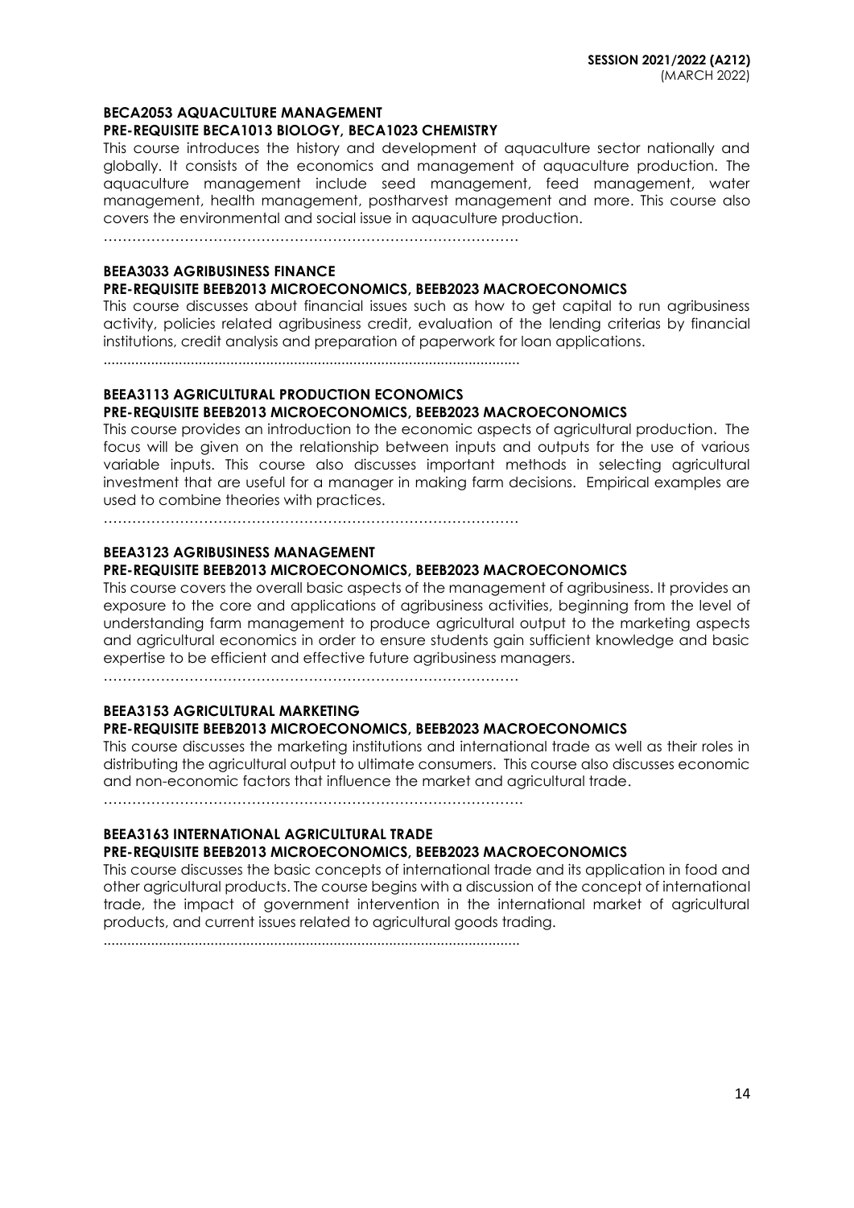**BECA2053 AQUACULTURE MANAGEMENT**
**PRE-REQUISITE BECA1013 BIOLOGY, BECA1023 CHEMISTRY**

This course introduces the history and development of aquaculture sector nationally and globally. It consists of the economics and management of aquaculture production. The aquaculture management include seed management, feed management, water management, health management, postharvest management and more. This course also covers the environmental and social issue in aquaculture production.

…………………………………………………………………………

**BEEA3033 AGRIBUSINESS FINANCE**
**PRE-REQUISITE BEEB2013 MICROECONOMICS, BEEB2023 MACROECONOMICS**

This course discusses about financial issues such as how to get capital to run agribusiness activity, policies related agribusiness credit, evaluation of the lending criterias by financial institutions, credit analysis and preparation of paperwork for loan applications.

…………………………………………………………………………

**BEEA3113 AGRICULTURAL PRODUCTION ECONOMICS**
**PRE-REQUISITE BEEB2013 MICROECONOMICS, BEEB2023 MACROECONOMICS**

This course provides an introduction to the economic aspects of agricultural production. The focus will be given on the relationship between inputs and outputs for the use of various variable inputs. This course also discusses important methods in selecting agricultural investment that are useful for a manager in making farm decisions. Empirical examples are used to combine theories with practices.

…………………………………………………………………………

**BEEA3123 AGRIBUSINESS MANAGEMENT**
**PRE-REQUISITE BEEB2013 MICROECONOMICS, BEEB2023 MACROECONOMICS**

This course covers the overall basic aspects of the management of agribusiness. It provides an exposure to the core and applications of agribusiness activities, beginning from the level of understanding farm management to produce agricultural output to the marketing aspects and agricultural economics in order to ensure students gain sufficient knowledge and basic expertise to be efficient and effective future agribusiness managers.

…………………………………………………………………………

**BEEA3153 AGRICULTURAL MARKETING**
**PRE-REQUISITE BEEB2013 MICROECONOMICS, BEEB2023 MACROECONOMICS**

This course discusses the marketing institutions and international trade as well as their roles in distributing the agricultural output to ultimate consumers. This course also discusses economic and non-economic factors that influence the market and agricultural trade.

…………………………………………………………………………

**BEEA3163 INTERNATIONAL AGRICULTURAL TRADE**
**PRE-REQUISITE BEEB2013 MICROECONOMICS, BEEB2023 MACROECONOMICS**

This course discusses the basic concepts of international trade and its application in food and other agricultural products. The course begins with a discussion of the concept of international trade, the impact of government intervention in the international market of agricultural products, and current issues related to agricultural goods trading.

…………………………………………………………………………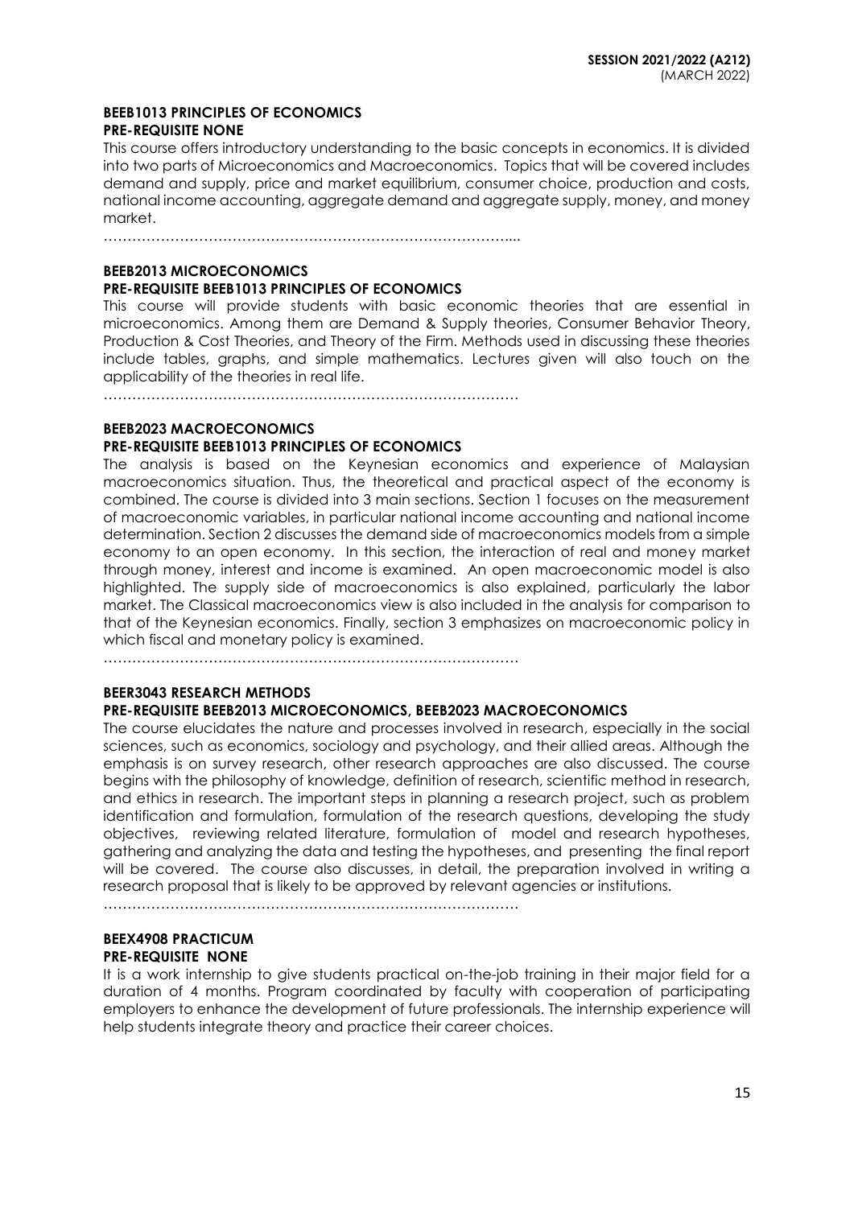**BEEB1013 PRINCIPLES OF ECONOMICS**
**PRE-REQUISITE NONE**

This course offers introductory understanding to the basic concepts in economics. It is divided into two parts of Microeconomics and Macroeconomics. Topics that will be covered includes demand and supply, price and market equilibrium, consumer choice, production and costs, national income accounting, aggregate demand and aggregate supply, money, and money market.

……………………………………………………………………………....

**BEEB2013 MICROECONOMICS**
**PRE-REQUISITE BEEB1013 PRINCIPLES OF ECONOMICS**

This course will provide students with basic economic theories that are essential in microeconomics. Among them are Demand & Supply theories, Consumer Behavior Theory, Production & Cost Theories, and Theory of the Firm. Methods used in discussing these theories include tables, graphs, and simple mathematics. Lectures given will also touch on the applicability of the theories in real life.

………………………………………………………………………………

**BEEB2023 MACROECONOMICS**
**PRE-REQUISITE BEEB1013 PRINCIPLES OF ECONOMICS**

The analysis is based on the Keynesian economics and experience of Malaysian macroeconomics situation. Thus, the theoretical and practical aspect of the economy is combined. The course is divided into 3 main sections. Section 1 focuses on the measurement of macroeconomic variables, in particular national income accounting and national income determination. Section 2 discusses the demand side of macroeconomics models from a simple economy to an open economy. In this section, the interaction of real and money market through money, interest and income is examined. An open macroeconomic model is also highlighted. The supply side of macroeconomics is also explained, particularly the labor market. The Classical macroeconomics view is also included in the analysis for comparison to that of the Keynesian economics. Finally, section 3 emphasizes on macroeconomic policy in which fiscal and monetary policy is examined.

………………………………………………………………………………

**BEER3043 RESEARCH METHODS**
**PRE-REQUISITE BEEB2013 MICROECONOMICS, BEEB2023 MACROECONOMICS**

The course elucidates the nature and processes involved in research, especially in the social sciences, such as economics, sociology and psychology, and their allied areas. Although the emphasis is on survey research, other research approaches are also discussed. The course begins with the philosophy of knowledge, definition of research, scientific method in research, and ethics in research. The important steps in planning a research project, such as problem identification and formulation, formulation of the research questions, developing the study objectives, reviewing related literature, formulation of model and research hypotheses, gathering and analyzing the data and testing the hypotheses, and presenting the final report will be covered. The course also discusses, in detail, the preparation involved in writing a research proposal that is likely to be approved by relevant agencies or institutions.

………………………………………………………………………………

**BEEX4908 PRACTICUM**
**PRE-REQUISITE NONE**

It is a work internship to give students practical on-the-job training in their major field for a duration of 4 months. Program coordinated by faculty with cooperation of participating employers to enhance the development of future professionals. The internship experience will help students integrate theory and practice their career choices.